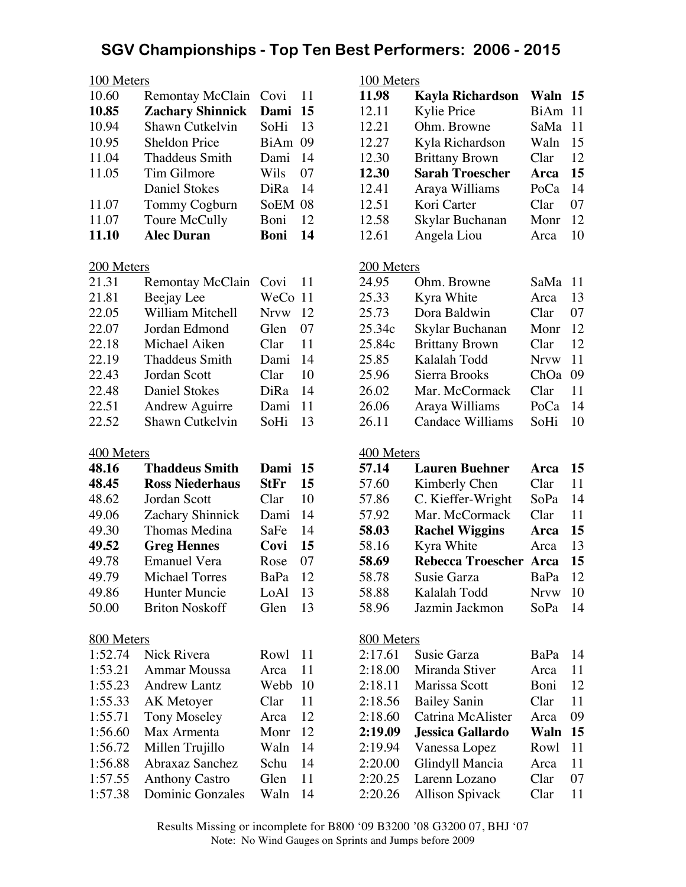# SGV Championships - Top Ten Best Performers: 2006 - 2015

## 100 Meters

| Mark | Athlete | School | Yr |
|---|---|---|---|
| 10.60 | Remontay McClain | Covi | 11 |
| **10.85** | **Zachary Shinnick** | **Dami** | **15** |
| 10.94 | Shawn Cutkelvin | SoHi | 13 |
| 10.95 | Sheldon Price | BiAm | 09 |
| 11.04 | Thaddeus Smith | Dami | 14 |
| 11.05 | Tim Gilmore | Wils | 07 |
| | Daniel Stokes | DiRa | 14 |
| 11.07 | Tommy Cogburn | SoEM | 08 |
| 11.07 | Toure McCully | Boni | 12 |
| **11.10** | **Alec Duran** | **Boni** | **14** |

## 100 Meters

| Mark | Athlete | School | Yr |
|---|---|---|---|
| **11.98** | **Kayla Richardson** | **Waln** | **15** |
| 12.11 | Kylie Price | BiAm | 11 |
| 12.21 | Ohm. Browne | SaMa | 11 |
| 12.27 | Kyla Richardson | Waln | 15 |
| 12.30 | Brittany Brown | Clar | 12 |
| **12.30** | **Sarah Troescher** | **Arca** | **15** |
| 12.41 | Araya Williams | PoCa | 14 |
| 12.51 | Kori Carter | Clar | 07 |
| 12.58 | Skylar Buchanan | Monr | 12 |
| 12.61 | Angela Liou | Arca | 10 |

## 200 Meters

| Mark | Athlete | School | Yr |
|---|---|---|---|
| 21.31 | Remontay McClain | Covi | 11 |
| 21.81 | Beejay Lee | WeCo | 11 |
| 22.05 | William Mitchell | Nrvw | 12 |
| 22.07 | Jordan Edmond | Glen | 07 |
| 22.18 | Michael Aiken | Clar | 11 |
| 22.19 | Thaddeus Smith | Dami | 14 |
| 22.43 | Jordan Scott | Clar | 10 |
| 22.48 | Daniel Stokes | DiRa | 14 |
| 22.51 | Andrew Aguirre | Dami | 11 |
| 22.52 | Shawn Cutkelvin | SoHi | 13 |

## 200 Meters

| Mark | Athlete | School | Yr |
|---|---|---|---|
| 24.95 | Ohm. Browne | SaMa | 11 |
| 25.33 | Kyra White | Arca | 13 |
| 25.73 | Dora Baldwin | Clar | 07 |
| 25.34c | Skylar Buchanan | Monr | 12 |
| 25.84c | Brittany Brown | Clar | 12 |
| 25.85 | Kalalah Todd | Nrvw | 11 |
| 25.96 | Sierra Brooks | ChOa | 09 |
| 26.02 | Mar. McCormack | Clar | 11 |
| 26.06 | Araya Williams | PoCa | 14 |
| 26.11 | Candace Williams | SoHi | 10 |

## 400 Meters

| Mark | Athlete | School | Yr |
|---|---|---|---|
| **48.16** | **Thaddeus Smith** | **Dami** | **15** |
| **48.45** | **Ross Niederhaus** | **StFr** | **15** |
| 48.62 | Jordan Scott | Clar | 10 |
| 49.06 | Zachary Shinnick | Dami | 14 |
| 49.30 | Thomas Medina | SaFe | 14 |
| **49.52** | **Greg Hennes** | **Covi** | **15** |
| 49.78 | Emanuel Vera | Rose | 07 |
| 49.79 | Michael Torres | BaPa | 12 |
| 49.86 | Hunter Muncie | LoAl | 13 |
| 50.00 | Briton Noskoff | Glen | 13 |

## 400 Meters

| Mark | Athlete | School | Yr |
|---|---|---|---|
| **57.14** | **Lauren Buehner** | **Arca** | **15** |
| 57.60 | Kimberly Chen | Clar | 11 |
| 57.86 | C. Kieffer-Wright | SoPa | 14 |
| 57.92 | Mar. McCormack | Clar | 11 |
| **58.03** | **Rachel Wiggins** | **Arca** | **15** |
| 58.16 | Kyra White | Arca | 13 |
| **58.69** | **Rebecca Troescher** | **Arca** | **15** |
| 58.78 | Susie Garza | BaPa | 12 |
| 58.88 | Kalalah Todd | Nrvw | 10 |
| 58.96 | Jazmin Jackmon | SoPa | 14 |

## 800 Meters

| Mark | Athlete | School | Yr |
|---|---|---|---|
| 1:52.74 | Nick Rivera | Rowl | 11 |
| 1:53.21 | Ammar Moussa | Arca | 11 |
| 1:55.23 | Andrew Lantz | Webb | 10 |
| 1:55.33 | AK Metoyer | Clar | 11 |
| 1:55.71 | Tony Moseley | Arca | 12 |
| 1:56.60 | Max Armenta | Monr | 12 |
| 1:56.72 | Millen Trujillo | Waln | 14 |
| 1:56.88 | Abraxaz Sanchez | Schu | 14 |
| 1:57.55 | Anthony Castro | Glen | 11 |
| 1:57.38 | Dominic Gonzales | Waln | 14 |

## 800 Meters

| Mark | Athlete | School | Yr |
|---|---|---|---|
| 2:17.61 | Susie Garza | BaPa | 14 |
| 2:18.00 | Miranda Stiver | Arca | 11 |
| 2:18.11 | Marissa Scott | Boni | 12 |
| 2:18.56 | Bailey Sanin | Clar | 11 |
| 2:18.60 | Catrina McAlister | Arca | 09 |
| **2:19.09** | **Jessica Gallardo** | **Waln** | **15** |
| 2:19.94 | Vanessa Lopez | Rowl | 11 |
| 2:20.00 | Glindyll Mancia | Arca | 11 |
| 2:20.25 | Larenn Lozano | Clar | 07 |
| 2:20.26 | Allison Spivack | Clar | 11 |

Results Missing or incomplete for B800 '09 B3200 '08 G3200 07, BHJ '07

Note: No Wind Gauges on Sprints and Jumps before 2009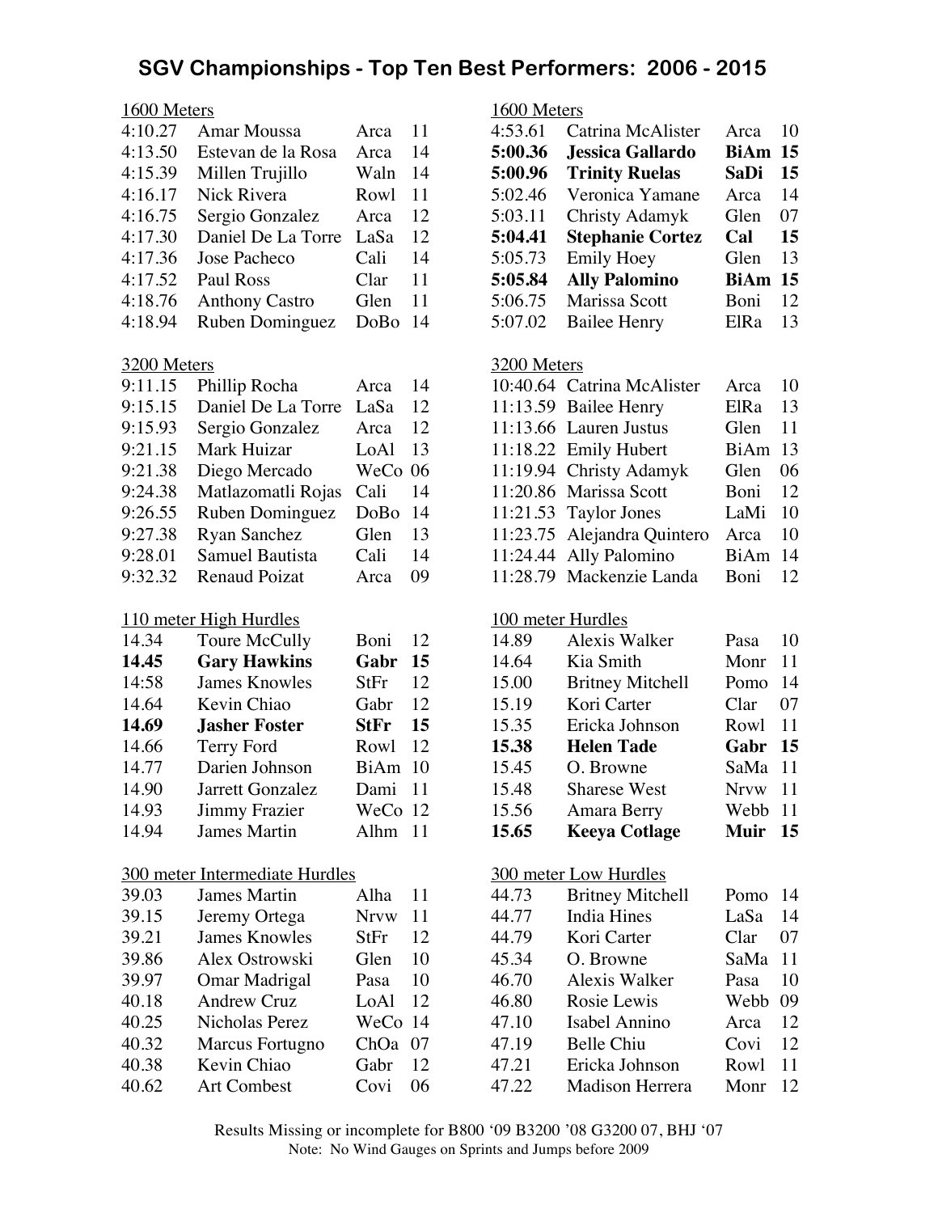# SGV Championships - Top Ten Best Performers: 2006 - 2015

## 1600 Meters

| Time | Name | School | Year |
|---|---|---|---|
| 4:10.27 | Amar Moussa | Arca | 11 |
| 4:13.50 | Estevan de la Rosa | Arca | 14 |
| 4:15.39 | Millen Trujillo | Waln | 14 |
| 4:16.17 | Nick Rivera | Rowl | 11 |
| 4:16.75 | Sergio Gonzalez | Arca | 12 |
| 4:17.30 | Daniel De La Torre | LaSa | 12 |
| 4:17.36 | Jose Pacheco | Cali | 14 |
| 4:17.52 | Paul Ross | Clar | 11 |
| 4:18.76 | Anthony Castro | Glen | 11 |
| 4:18.94 | Ruben Dominguez | DoBo | 14 |

## 3200 Meters

| Time | Name | School | Year |
|---|---|---|---|
| 9:11.15 | Phillip Rocha | Arca | 14 |
| 9:15.15 | Daniel De La Torre | LaSa | 12 |
| 9:15.93 | Sergio Gonzalez | Arca | 12 |
| 9:21.15 | Mark Huizar | LoAl | 13 |
| 9:21.38 | Diego Mercado | WeCo | 06 |
| 9:24.38 | Matlazomatli Rojas | Cali | 14 |
| 9:26.55 | Ruben Dominguez | DoBo | 14 |
| 9:27.38 | Ryan Sanchez | Glen | 13 |
| 9:28.01 | Samuel Bautista | Cali | 14 |
| 9:32.32 | Renaud Poizat | Arca | 09 |

## 110 meter High Hurdles

| Time | Name | School | Year |
|---|---|---|---|
| 14.34 | Toure McCully | Boni | 12 |
| **14.45** | **Gary Hawkins** | **Gabr** | **15** |
| 14:58 | James Knowles | StFr | 12 |
| 14.64 | Kevin Chiao | Gabr | 12 |
| **14.69** | **Jasher Foster** | **StFr** | **15** |
| 14.66 | Terry Ford | Rowl | 12 |
| 14.77 | Darien Johnson | BiAm | 10 |
| 14.90 | Jarrett Gonzalez | Dami | 11 |
| 14.93 | Jimmy Frazier | WeCo | 12 |
| 14.94 | James Martin | Alhm | 11 |

## 300 meter Intermediate Hurdles

| Time | Name | School | Year |
|---|---|---|---|
| 39.03 | James Martin | Alha | 11 |
| 39.15 | Jeremy Ortega | Nrvw | 11 |
| 39.21 | James Knowles | StFr | 12 |
| 39.86 | Alex Ostrowski | Glen | 10 |
| 39.97 | Omar Madrigal | Pasa | 10 |
| 40.18 | Andrew Cruz | LoAl | 12 |
| 40.25 | Nicholas Perez | WeCo | 14 |
| 40.32 | Marcus Fortugno | ChOa | 07 |
| 40.38 | Kevin Chiao | Gabr | 12 |
| 40.62 | Art Combest | Covi | 06 |

## 1600 Meters

| Time | Name | School | Year |
|---|---|---|---|
| 4:53.61 | Catrina McAlister | Arca | 10 |
| **5:00.36** | **Jessica Gallardo** | **BiAm** | **15** |
| **5:00.96** | **Trinity Ruelas** | **SaDi** | **15** |
| 5:02.46 | Veronica Yamane | Arca | 14 |
| 5:03.11 | Christy Adamyk | Glen | 07 |
| **5:04.41** | **Stephanie Cortez** | **Cal** | **15** |
| 5:05.73 | Emily Hoey | Glen | 13 |
| **5:05.84** | **Ally Palomino** | **BiAm** | **15** |
| 5:06.75 | Marissa Scott | Boni | 12 |
| 5:07.02 | Bailee Henry | ElRa | 13 |

## 3200 Meters

| Time | Name | School | Year |
|---|---|---|---|
| 10:40.64 | Catrina McAlister | Arca | 10 |
| 11:13.59 | Bailee Henry | ElRa | 13 |
| 11:13.66 | Lauren Justus | Glen | 11 |
| 11:18.22 | Emily Hubert | BiAm | 13 |
| 11:19.94 | Christy Adamyk | Glen | 06 |
| 11:20.86 | Marissa Scott | Boni | 12 |
| 11:21.53 | Taylor Jones | LaMi | 10 |
| 11:23.75 | Alejandra Quintero | Arca | 10 |
| 11:24.44 | Ally Palomino | BiAm | 14 |
| 11:28.79 | Mackenzie Landa | Boni | 12 |

## 100 meter Hurdles

| Time | Name | School | Year |
|---|---|---|---|
| 14.89 | Alexis Walker | Pasa | 10 |
| 14.64 | Kia Smith | Monr | 11 |
| 15.00 | Britney Mitchell | Pomo | 14 |
| 15.19 | Kori Carter | Clar | 07 |
| 15.35 | Ericka Johnson | Rowl | 11 |
| **15.38** | **Helen Tade** | **Gabr** | **15** |
| 15.45 | O. Browne | SaMa | 11 |
| 15.48 | Sharese West | Nrvw | 11 |
| 15.56 | Amara Berry | Webb | 11 |
| **15.65** | **Keeya Cotlage** | **Muir** | **15** |

## 300 meter Low Hurdles

| Time | Name | School | Year |
|---|---|---|---|
| 44.73 | Britney Mitchell | Pomo | 14 |
| 44.77 | India Hines | LaSa | 14 |
| 44.79 | Kori Carter | Clar | 07 |
| 45.34 | O. Browne | SaMa | 11 |
| 46.70 | Alexis Walker | Pasa | 10 |
| 46.80 | Rosie Lewis | Webb | 09 |
| 47.10 | Isabel Annino | Arca | 12 |
| 47.19 | Belle Chiu | Covi | 12 |
| 47.21 | Ericka Johnson | Rowl | 11 |
| 47.22 | Madison Herrera | Monr | 12 |

Results Missing or incomplete for B800 '09 B3200 '08 G3200 07, BHJ '07

Note: No Wind Gauges on Sprints and Jumps before 2009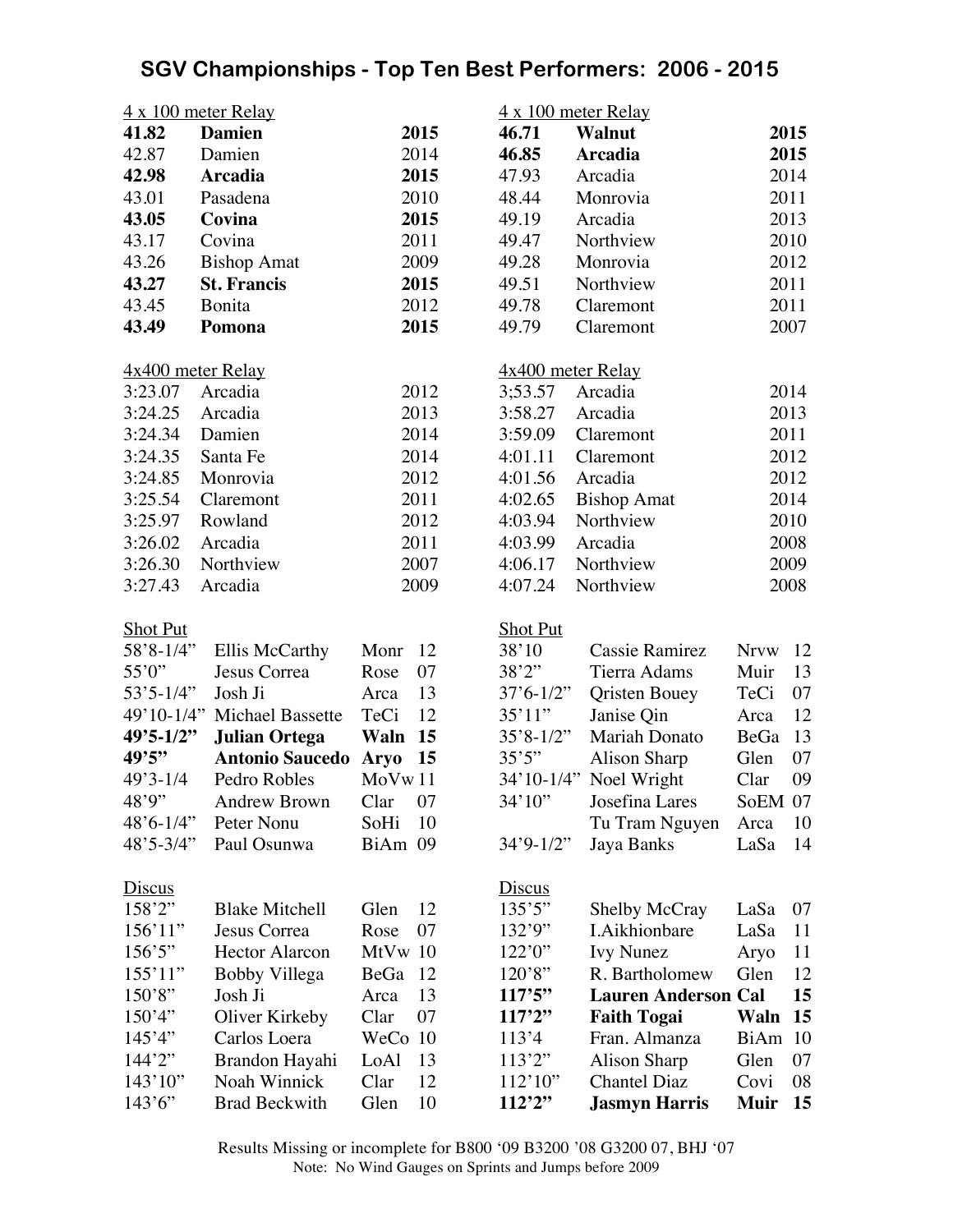# SGV Championships - Top Ten Best Performers: 2006 - 2015

### 4 x 100 meter Relay

| Mark | Team | Year |
|---|---|---|
| **41.82** | **Damien** | **2015** |
| 42.87 | Damien | 2014 |
| **42.98** | **Arcadia** | **2015** |
| 43.01 | Pasadena | 2010 |
| **43.05** | **Covina** | **2015** |
| 43.17 | Covina | 2011 |
| 43.26 | Bishop Amat | 2009 |
| **43.27** | **St. Francis** | **2015** |
| 43.45 | Bonita | 2012 |
| **43.49** | **Pomona** | **2015** |

### 4 x 100 meter Relay

| Mark | Team | Year |
|---|---|---|
| **46.71** | **Walnut** | **2015** |
| **46.85** | **Arcadia** | **2015** |
| 47.93 | Arcadia | 2014 |
| 48.44 | Monrovia | 2011 |
| 49.19 | Arcadia | 2013 |
| 49.47 | Northview | 2010 |
| 49.28 | Monrovia | 2012 |
| 49.51 | Northview | 2011 |
| 49.78 | Claremont | 2011 |
| 49.79 | Claremont | 2007 |

### 4x400 meter Relay

| Mark | Team | Year |
|---|---|---|
| 3:23.07 | Arcadia | 2012 |
| 3:24.25 | Arcadia | 2013 |
| 3:24.34 | Damien | 2014 |
| 3:24.35 | Santa Fe | 2014 |
| 3:24.85 | Monrovia | 2012 |
| 3:25.54 | Claremont | 2011 |
| 3:25.97 | Rowland | 2012 |
| 3:26.02 | Arcadia | 2011 |
| 3:26.30 | Northview | 2007 |
| 3:27.43 | Arcadia | 2009 |

### 4x400 meter Relay

| Mark | Team | Year |
|---|---|---|
| 3;53.57 | Arcadia | 2014 |
| 3:58.27 | Arcadia | 2013 |
| 3:59.09 | Claremont | 2011 |
| 4:01.11 | Claremont | 2012 |
| 4:01.56 | Arcadia | 2012 |
| 4:02.65 | Bishop Amat | 2014 |
| 4:03.94 | Northview | 2010 |
| 4:03.99 | Arcadia | 2008 |
| 4:06.17 | Northview | 2009 |
| 4:07.24 | Northview | 2008 |

### Shot Put

| Mark | Athlete | School | Year |
|---|---|---|---|
| 58'8-1/4" | Ellis McCarthy | Monr | 12 |
| 55'0" | Jesus Correa | Rose | 07 |
| 53'5-1/4" | Josh Ji | Arca | 13 |
| 49'10-1/4" | Michael Bassette | TeCi | 12 |
| **49'5-1/2"** | **Julian Ortega** | **Waln** | **15** |
| **49'5"** | **Antonio Saucedo** | **Aryo** | **15** |
| 49'3-1/4 | Pedro Robles | MoVw | 11 |
| 48'9" | Andrew Brown | Clar | 07 |
| 48'6-1/4" | Peter Nonu | SoHi | 10 |
| 48'5-3/4" | Paul Osunwa | BiAm | 09 |

### Shot Put

| Mark | Athlete | School | Year |
|---|---|---|---|
| 38'10 | Cassie Ramirez | Nrvw | 12 |
| 38'2" | Tierra Adams | Muir | 13 |
| 37'6-1/2" | Qristen Bouey | TeCi | 07 |
| 35'11" | Janise Qin | Arca | 12 |
| 35'8-1/2" | Mariah Donato | BeGa | 13 |
| 35'5" | Alison Sharp | Glen | 07 |
| 34'10-1/4" | Noel Wright | Clar | 09 |
| 34'10" | Josefina Lares | SoEM | 07 |
| | Tu Tram Nguyen | Arca | 10 |
| 34'9-1/2" | Jaya Banks | LaSa | 14 |

### Discus

| Mark | Athlete | School | Year |
|---|---|---|---|
| 158'2" | Blake Mitchell | Glen | 12 |
| 156'11" | Jesus Correa | Rose | 07 |
| 156'5" | Hector Alarcon | MtVw | 10 |
| 155'11" | Bobby Villega | BeGa | 12 |
| 150'8" | Josh Ji | Arca | 13 |
| 150'4" | Oliver Kirkeby | Clar | 07 |
| 145'4" | Carlos Loera | WeCo | 10 |
| 144'2" | Brandon Hayahi | LoAl | 13 |
| 143'10" | Noah Winnick | Clar | 12 |
| 143'6" | Brad Beckwith | Glen | 10 |

### Discus

| Mark | Athlete | School | Year |
|---|---|---|---|
| 135'5" | Shelby McCray | LaSa | 07 |
| 132'9" | I.Aikhionbare | LaSa | 11 |
| 122'0" | Ivy Nunez | Aryo | 11 |
| 120'8" | R. Bartholomew | Glen | 12 |
| **117'5"** | **Lauren Anderson** | **Cal** | **15** |
| **117'2"** | **Faith Togai** | **Waln** | **15** |
| 113'4 | Fran. Almanza | BiAm | 10 |
| 113'2" | Alison Sharp | Glen | 07 |
| 112'10" | Chantel Diaz | Covi | 08 |
| **112'2"** | **Jasmyn Harris** | **Muir** | **15** |

Results Missing or incomplete for B800 '09 B3200 '08 G3200 07, BHJ '07

Note: No Wind Gauges on Sprints and Jumps before 2009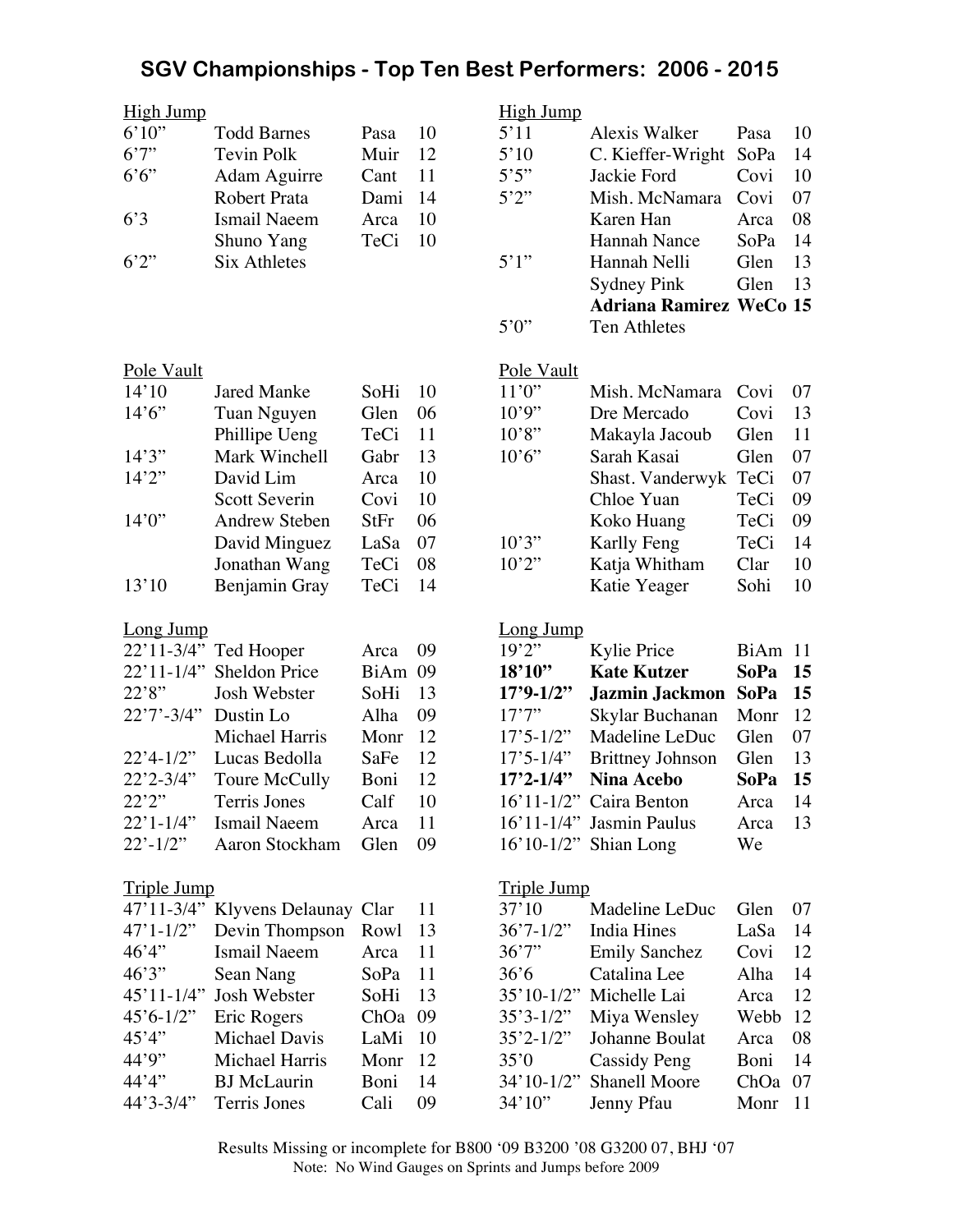# SGV Championships - Top Ten Best Performers: 2006 - 2015

## High Jump

| | | | |
|---|---|---|---|
| 6'10" | Todd Barnes | Pasa | 10 |
| 6'7" | Tevin Polk | Muir | 12 |
| 6'6" | Adam Aguirre | Cant | 11 |
| | Robert Prata | Dami | 14 |
| 6'3 | Ismail Naeem | Arca | 10 |
| | Shuno Yang | TeCi | 10 |
| 6'2" | Six Athletes | | |

## High Jump

| | | | |
|---|---|---|---|
| 5'11 | Alexis Walker | Pasa | 10 |
| 5'10 | C. Kieffer-Wright | SoPa | 14 |
| 5'5" | Jackie Ford | Covi | 10 |
| 5'2" | Mish. McNamara | Covi | 07 |
| | Karen Han | Arca | 08 |
| | Hannah Nance | SoPa | 14 |
| 5'1" | Hannah Nelli | Glen | 13 |
| | Sydney Pink | Glen | 13 |
| | **Adriana Ramirez** | **WeCo** | **15** |
| 5'0" | Ten Athletes | | |

## Pole Vault

| | | | |
|---|---|---|---|
| 14'10 | Jared Manke | SoHi | 10 |
| 14'6" | Tuan Nguyen | Glen | 06 |
| | Phillipe Ueng | TeCi | 11 |
| 14'3" | Mark Winchell | Gabr | 13 |
| 14'2" | David Lim | Arca | 10 |
| | Scott Severin | Covi | 10 |
| 14'0" | Andrew Steben | StFr | 06 |
| | David Minguez | LaSa | 07 |
| | Jonathan Wang | TeCi | 08 |
| 13'10 | Benjamin Gray | TeCi | 14 |

## Pole Vault

| | | | |
|---|---|---|---|
| 11'0" | Mish. McNamara | Covi | 07 |
| 10'9" | Dre Mercado | Covi | 13 |
| 10'8" | Makayla Jacoub | Glen | 11 |
| 10'6" | Sarah Kasai | Glen | 07 |
| | Shast. Vanderwyk | TeCi | 07 |
| | Chloe Yuan | TeCi | 09 |
| | Koko Huang | TeCi | 09 |
| 10'3" | Karlly Feng | TeCi | 14 |
| 10'2" | Katja Whitham | Clar | 10 |
| | Katie Yeager | Sohi | 10 |

## Long Jump

| | | | |
|---|---|---|---|
| 22'11-3/4" | Ted Hooper | Arca | 09 |
| 22'11-1/4" | Sheldon Price | BiAm | 09 |
| 22'8" | Josh Webster | SoHi | 13 |
| 22'7'-3/4" | Dustin Lo | Alha | 09 |
| | Michael Harris | Monr | 12 |
| 22'4-1/2" | Lucas Bedolla | SaFe | 12 |
| 22'2-3/4" | Toure McCully | Boni | 12 |
| 22'2" | Terris Jones | Calf | 10 |
| 22'1-1/4" | Ismail Naeem | Arca | 11 |
| 22'-1/2" | Aaron Stockham | Glen | 09 |

## Long Jump

| | | | |
|---|---|---|---|
| 19'2" | Kylie Price | BiAm | 11 |
| **18'10"** | **Kate Kutzer** | **SoPa** | **15** |
| **17'9-1/2"** | **Jazmin Jackmon** | **SoPa** | **15** |
| 17'7" | Skylar Buchanan | Monr | 12 |
| 17'5-1/2" | Madeline LeDuc | Glen | 07 |
| 17'5-1/4" | Brittney Johnson | Glen | 13 |
| **17'2-1/4"** | **Nina Acebo** | **SoPa** | **15** |
| 16'11-1/2" | Caira Benton | Arca | 14 |
| 16'11-1/4" | Jasmin Paulus | Arca | 13 |
| 16'10-1/2" | Shian Long | We | |

## Triple Jump

| | | | |
|---|---|---|---|
| 47'11-3/4" | Klyvens Delaunay | Clar | 11 |
| 47'1-1/2" | Devin Thompson | Rowl | 13 |
| 46'4" | Ismail Naeem | Arca | 11 |
| 46'3" | Sean Nang | SoPa | 11 |
| 45'11-1/4" | Josh Webster | SoHi | 13 |
| 45'6-1/2" | Eric Rogers | ChOa | 09 |
| 45'4" | Michael Davis | LaMi | 10 |
| 44'9" | Michael Harris | Monr | 12 |
| 44'4" | BJ McLaurin | Boni | 14 |
| 44'3-3/4" | Terris Jones | Cali | 09 |

## Triple Jump

| | | | |
|---|---|---|---|
| 37'10 | Madeline LeDuc | Glen | 07 |
| 36'7-1/2" | India Hines | LaSa | 14 |
| 36'7" | Emily Sanchez | Covi | 12 |
| 36'6 | Catalina Lee | Alha | 14 |
| 35'10-1/2" | Michelle Lai | Arca | 12 |
| 35'3-1/2" | Miya Wensley | Webb | 12 |
| 35'2-1/2" | Johanne Boulat | Arca | 08 |
| 35'0 | Cassidy Peng | Boni | 14 |
| 34'10-1/2" | Shanell Moore | ChOa | 07 |
| 34'10" | Jenny Pfau | Monr | 11 |

Results Missing or incomplete for B800 '09 B3200 '08 G3200 07, BHJ '07

Note: No Wind Gauges on Sprints and Jumps before 2009